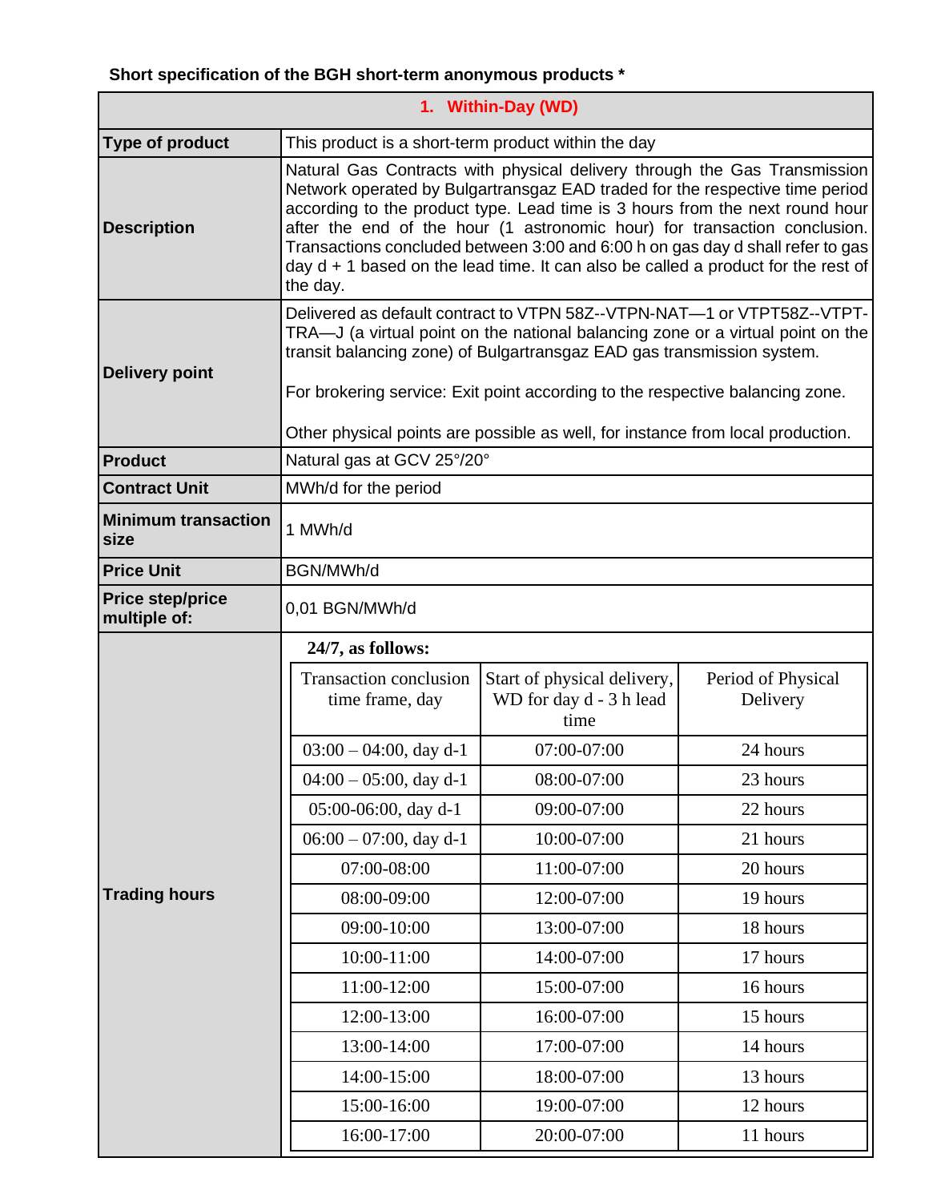**Short specification of the BGH short-term anonymous products \***

| 1. Within-Day (WD) | |
|---|---|
| **Type of product** | This product is a short-term product within the day |
| **Description** | Natural Gas Contracts with physical delivery through the Gas Transmission Network operated by Bulgartransgaz EAD traded for the respective time period according to the product type. Lead time is 3 hours from the next round hour after the end of the hour (1 astronomic hour) for transaction conclusion. Transactions concluded between 3:00 and 6:00 h on gas day d shall refer to gas day d + 1 based on the lead time. It can also be called a product for the rest of the day. |
| **Delivery point** | Delivered as default contract to VTPN 58Z--VTPN-NAT—1 or VTPT58Z--VTPT-TRA—J (a virtual point on the national balancing zone or a virtual point on the transit balancing zone) of Bulgartransgaz EAD gas transmission system.<br><br>For brokering service: Exit point according to the respective balancing zone.<br><br>Other physical points are possible as well, for instance from local production. |
| **Product** | Natural gas at GCV 25°/20° |
| **Contract Unit** | MWh/d for the period |
| **Minimum transaction size** | 1 MWh/d |
| **Price Unit** | BGN/MWh/d |
| **Price step/price multiple of:** | 0,01 BGN/MWh/d |
| **Trading hours** | **24/7, as follows:** |

| Transaction conclusion time frame, day | Start of physical delivery, WD for day d - 3 h lead time | Period of Physical Delivery |
|---|---|---|
| 03:00 – 04:00, day d-1 | 07:00-07:00 | 24 hours |
| 04:00 – 05:00, day d-1 | 08:00-07:00 | 23 hours |
| 05:00-06:00, day d-1 | 09:00-07:00 | 22 hours |
| 06:00 – 07:00, day d-1 | 10:00-07:00 | 21 hours |
| 07:00-08:00 | 11:00-07:00 | 20 hours |
| 08:00-09:00 | 12:00-07:00 | 19 hours |
| 09:00-10:00 | 13:00-07:00 | 18 hours |
| 10:00-11:00 | 14:00-07:00 | 17 hours |
| 11:00-12:00 | 15:00-07:00 | 16 hours |
| 12:00-13:00 | 16:00-07:00 | 15 hours |
| 13:00-14:00 | 17:00-07:00 | 14 hours |
| 14:00-15:00 | 18:00-07:00 | 13 hours |
| 15:00-16:00 | 19:00-07:00 | 12 hours |
| 16:00-17:00 | 20:00-07:00 | 11 hours |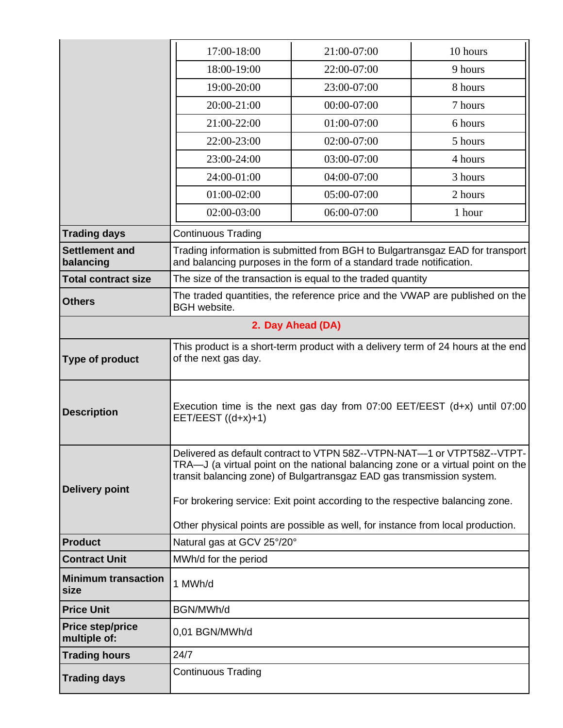| | | | |
|---|---|---|---|
| | 17:00-18:00 | 21:00-07:00 | 10 hours |
| | 18:00-19:00 | 22:00-07:00 | 9 hours |
| | 19:00-20:00 | 23:00-07:00 | 8 hours |
| | 20:00-21:00 | 00:00-07:00 | 7 hours |
| | 21:00-22:00 | 01:00-07:00 | 6 hours |
| | 22:00-23:00 | 02:00-07:00 | 5 hours |
| | 23:00-24:00 | 03:00-07:00 | 4 hours |
| | 24:00-01:00 | 04:00-07:00 | 3 hours |
| | 01:00-02:00 | 05:00-07:00 | 2 hours |
| | 02:00-03:00 | 06:00-07:00 | 1 hour |

| | |
|---|---|
| **Trading days** | Continuous Trading |
| **Settlement and balancing** | Trading information is submitted from BGH to Bulgartransgaz EAD for transport and balancing purposes in the form of a standard trade notification. |
| **Total contract size** | The size of the transaction is equal to the traded quantity |
| **Others** | The traded quantities, the reference price and the VWAP are published on the BGH website. |

## 2. Day Ahead (DA)

| | |
|---|---|
| **Type of product** | This product is a short-term product with a delivery term of 24 hours at the end of the next gas day. |
| **Description** | Execution time is the next gas day from 07:00 EET/EEST (d+x) until 07:00 EET/EEST ((d+x)+1) |
| **Delivery point** | Delivered as default contract to VTPN 58Z--VTPN-NAT—1 or VTPT58Z--VTPT-TRA—J (a virtual point on the national balancing zone or a virtual point on the transit balancing zone) of Bulgartransgaz EAD gas transmission system.<br><br>For brokering service: Exit point according to the respective balancing zone.<br><br>Other physical points are possible as well, for instance from local production. |
| **Product** | Natural gas at GCV 25°/20° |
| **Contract Unit** | MWh/d for the period |
| **Minimum transaction size** | 1 MWh/d |
| **Price Unit** | BGN/MWh/d |
| **Price step/price multiple of:** | 0,01 BGN/MWh/d |
| **Trading hours** | 24/7 |
| **Trading days** | Continuous Trading |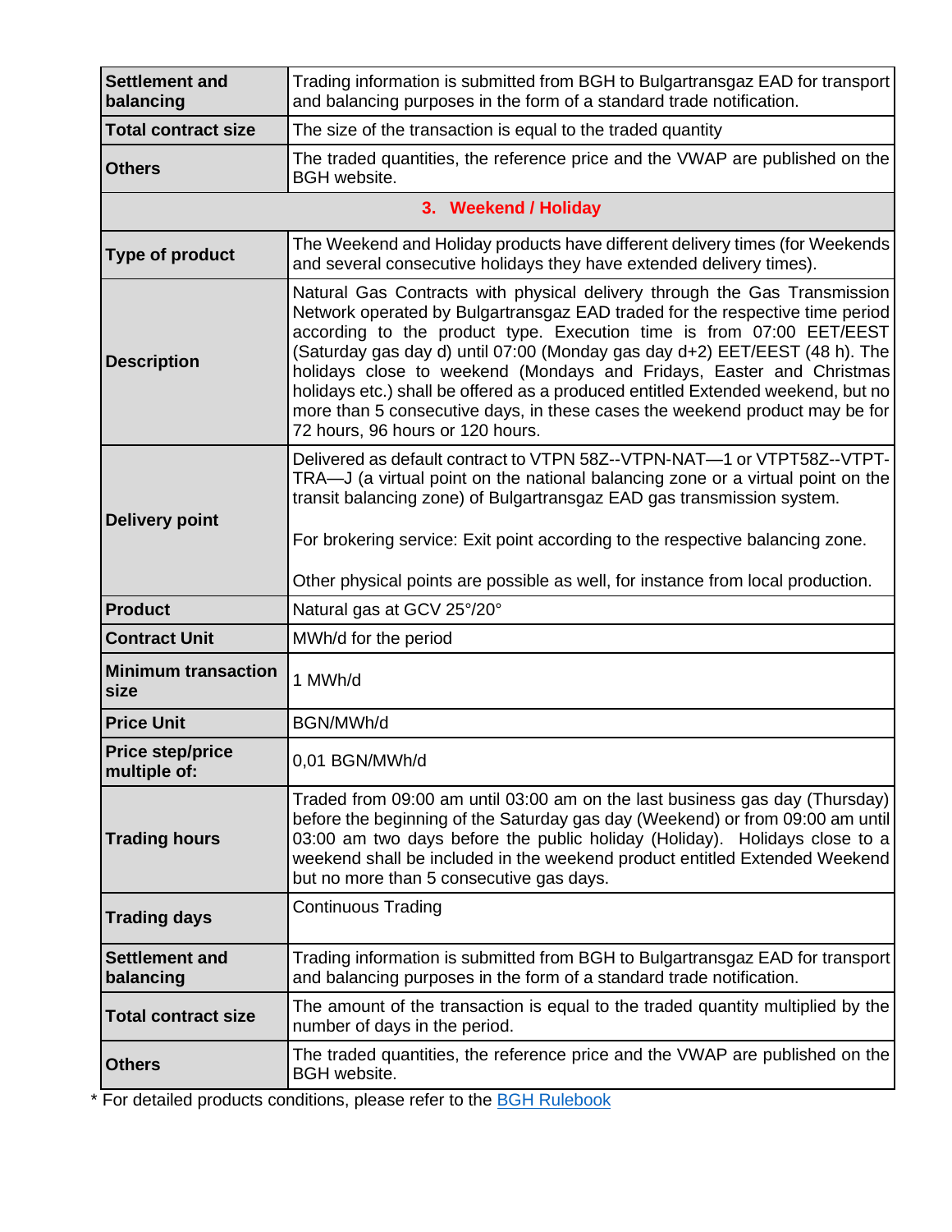| | |
|---|---|
| **Settlement and balancing** | Trading information is submitted from BGH to Bulgartransgaz EAD for transport and balancing purposes in the form of a standard trade notification. |
| **Total contract size** | The size of the transaction is equal to the traded quantity |
| **Others** | The traded quantities, the reference price and the VWAP are published on the BGH website. |
| **3. Weekend / Holiday** | |
| **Type of product** | The Weekend and Holiday products have different delivery times (for Weekends and several consecutive holidays they have extended delivery times). |
| **Description** | Natural Gas Contracts with physical delivery through the Gas Transmission Network operated by Bulgartransgaz EAD traded for the respective time period according to the product type. Execution time is from 07:00 EET/EEST (Saturday gas day d) until 07:00 (Monday gas day d+2) EET/EEST (48 h). The holidays close to weekend (Mondays and Fridays, Easter and Christmas holidays etc.) shall be offered as a produced entitled Extended weekend, but no more than 5 consecutive days, in these cases the weekend product may be for 72 hours, 96 hours or 120 hours. |
| **Delivery point** | Delivered as default contract to VTPN 58Z--VTPN-NAT—1 or VTPT58Z--VTPT-TRA—J (a virtual point on the national balancing zone or a virtual point on the transit balancing zone) of Bulgartransgaz EAD gas transmission system.<br><br>For brokering service: Exit point according to the respective balancing zone.<br><br>Other physical points are possible as well, for instance from local production. |
| **Product** | Natural gas at GCV 25°/20° |
| **Contract Unit** | MWh/d for the period |
| **Minimum transaction size** | 1 MWh/d |
| **Price Unit** | BGN/MWh/d |
| **Price step/price multiple of:** | 0,01 BGN/MWh/d |
| **Trading hours** | Traded from 09:00 am until 03:00 am on the last business gas day (Thursday) before the beginning of the Saturday gas day (Weekend) or from 09:00 am until 03:00 am two days before the public holiday (Holiday). Holidays close to a weekend shall be included in the weekend product entitled Extended Weekend but no more than 5 consecutive gas days. |
| **Trading days** | Continuous Trading |
| **Settlement and balancing** | Trading information is submitted from BGH to Bulgartransgaz EAD for transport and balancing purposes in the form of a standard trade notification. |
| **Total contract size** | The amount of the transaction is equal to the traded quantity multiplied by the number of days in the period. |
| **Others** | The traded quantities, the reference price and the VWAP are published on the BGH website. |

* For detailed products conditions, please refer to the BGH Rulebook